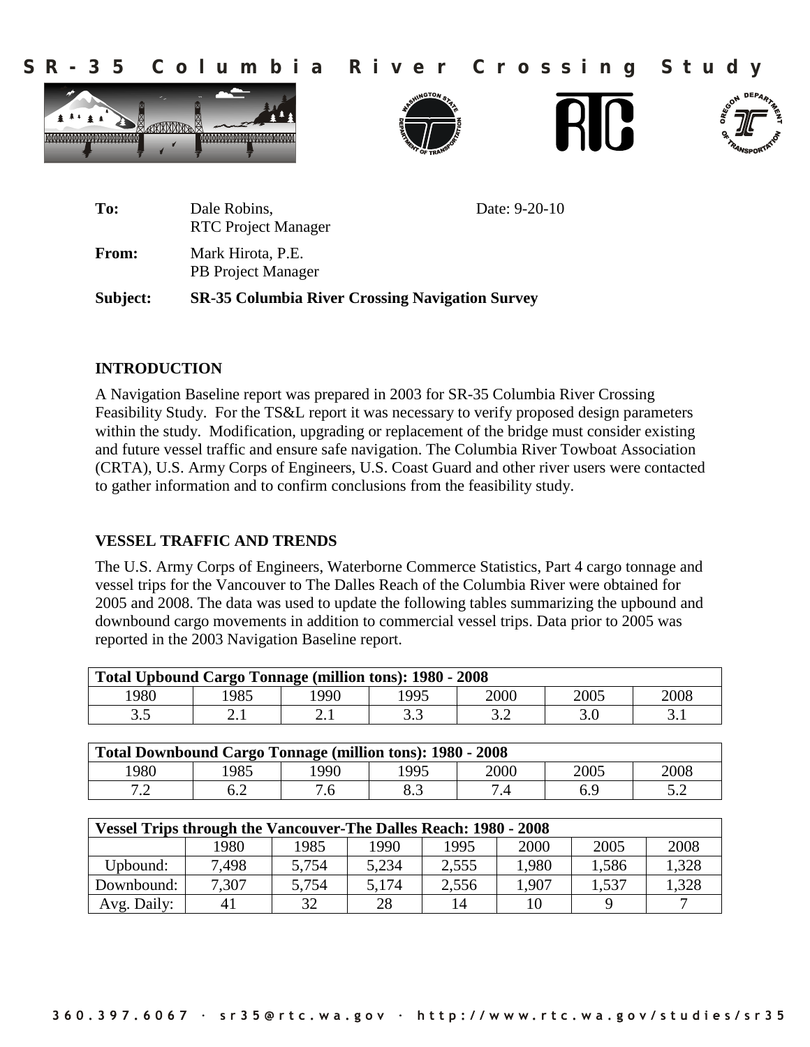# SR-35 Columbia River Crossing Study

| | | | |
|---|---|---|---|
| **To:** | Dale Robins, RTC Project Manager | | Date: 9-20-10 |
| **From:** | Mark Hirota, P.E. PB Project Manager | | |
| **Subject:** | **SR-35 Columbia River Crossing Navigation Survey** | | |

## INTRODUCTION

A Navigation Baseline report was prepared in 2003 for SR-35 Columbia River Crossing Feasibility Study. For the TS&L report it was necessary to verify proposed design parameters within the study. Modification, upgrading or replacement of the bridge must consider existing and future vessel traffic and ensure safe navigation. The Columbia River Towboat Association (CRTA), U.S. Army Corps of Engineers, U.S. Coast Guard and other river users were contacted to gather information and to confirm conclusions from the feasibility study.

## VESSEL TRAFFIC AND TRENDS

The U.S. Army Corps of Engineers, Waterborne Commerce Statistics, Part 4 cargo tonnage and vessel trips for the Vancouver to The Dalles Reach of the Columbia River were obtained for 2005 and 2008. The data was used to update the following tables summarizing the upbound and downbound cargo movements in addition to commercial vessel trips. Data prior to 2005 was reported in the 2003 Navigation Baseline report.

| **Total Upbound Cargo Tonnage (million tons): 1980 - 2008** | | | | | | |
|---|---|---|---|---|---|---|
| 1980 | 1985 | 1990 | 1995 | 2000 | 2005 | 2008 |
| 3.5 | 2.1 | 2.1 | 3.3 | 3.2 | 3.0 | 3.1 |

| **Total Downbound Cargo Tonnage (million tons): 1980 - 2008** | | | | | | |
|---|---|---|---|---|---|---|
| 1980 | 1985 | 1990 | 1995 | 2000 | 2005 | 2008 |
| 7.2 | 6.2 | 7.6 | 8.3 | 7.4 | 6.9 | 5.2 |

| **Vessel Trips through the Vancouver-The Dalles Reach: 1980 - 2008** | | | | | | | |
|---|---|---|---|---|---|---|---|
| | 1980 | 1985 | 1990 | 1995 | 2000 | 2005 | 2008 |
| Upbound: | 7,498 | 5,754 | 5,234 | 2,555 | 1,980 | 1,586 | 1,328 |
| Downbound: | 7,307 | 5,754 | 5,174 | 2,556 | 1,907 | 1,537 | 1,328 |
| Avg. Daily: | 41 | 32 | 28 | 14 | 10 | 9 | 7 |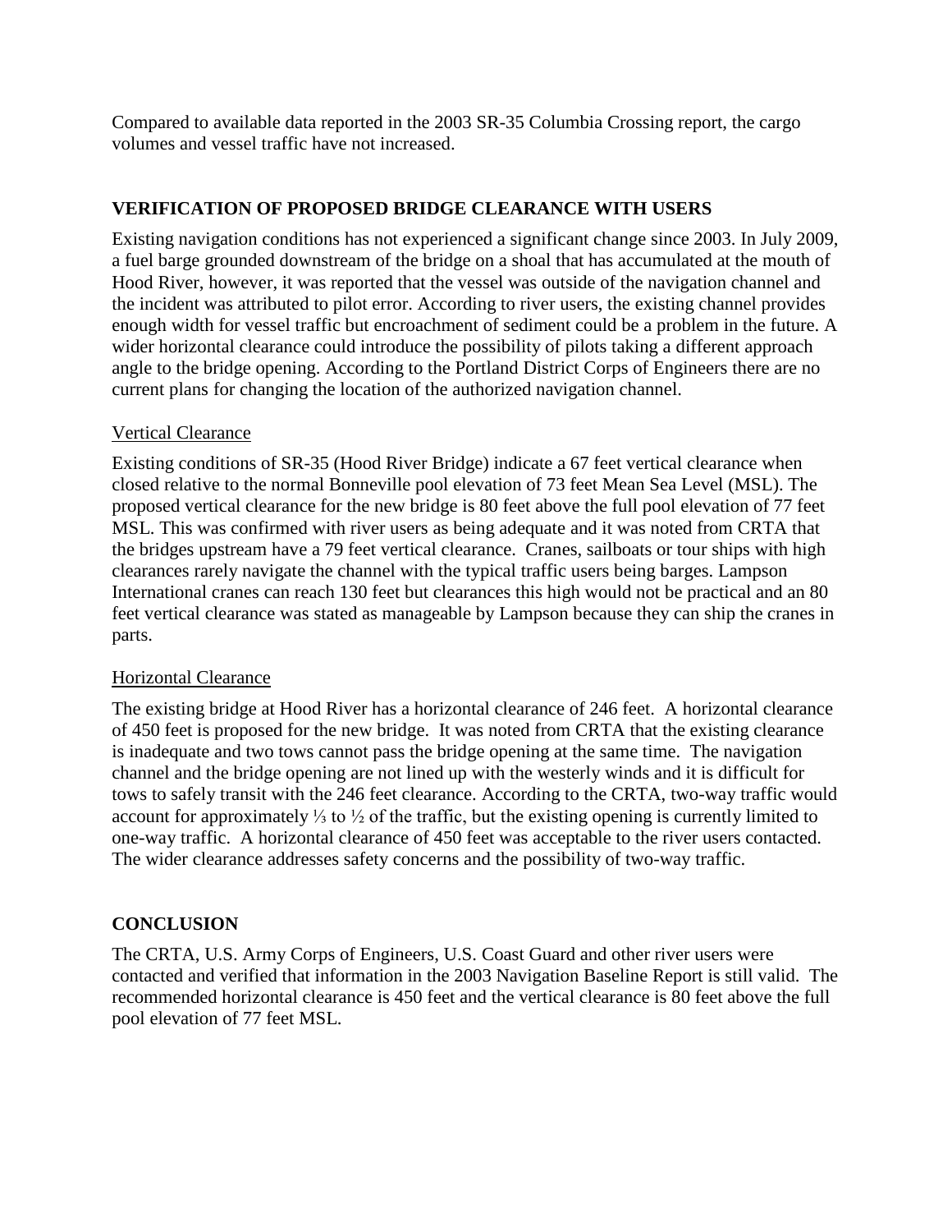Compared to available data reported in the 2003 SR-35 Columbia Crossing report, the cargo volumes and vessel traffic have not increased.

## VERIFICATION OF PROPOSED BRIDGE CLEARANCE WITH USERS

Existing navigation conditions has not experienced a significant change since 2003. In July 2009, a fuel barge grounded downstream of the bridge on a shoal that has accumulated at the mouth of Hood River, however, it was reported that the vessel was outside of the navigation channel and the incident was attributed to pilot error. According to river users, the existing channel provides enough width for vessel traffic but encroachment of sediment could be a problem in the future. A wider horizontal clearance could introduce the possibility of pilots taking a different approach angle to the bridge opening. According to the Portland District Corps of Engineers there are no current plans for changing the location of the authorized navigation channel.

### Vertical Clearance

Existing conditions of SR-35 (Hood River Bridge) indicate a 67 feet vertical clearance when closed relative to the normal Bonneville pool elevation of 73 feet Mean Sea Level (MSL). The proposed vertical clearance for the new bridge is 80 feet above the full pool elevation of 77 feet MSL. This was confirmed with river users as being adequate and it was noted from CRTA that the bridges upstream have a 79 feet vertical clearance. Cranes, sailboats or tour ships with high clearances rarely navigate the channel with the typical traffic users being barges. Lampson International cranes can reach 130 feet but clearances this high would not be practical and an 80 feet vertical clearance was stated as manageable by Lampson because they can ship the cranes in parts.

### Horizontal Clearance

The existing bridge at Hood River has a horizontal clearance of 246 feet. A horizontal clearance of 450 feet is proposed for the new bridge. It was noted from CRTA that the existing clearance is inadequate and two tows cannot pass the bridge opening at the same time. The navigation channel and the bridge opening are not lined up with the westerly winds and it is difficult for tows to safely transit with the 246 feet clearance. According to the CRTA, two-way traffic would account for approximately ⅓ to ½ of the traffic, but the existing opening is currently limited to one-way traffic. A horizontal clearance of 450 feet was acceptable to the river users contacted. The wider clearance addresses safety concerns and the possibility of two-way traffic.

## CONCLUSION

The CRTA, U.S. Army Corps of Engineers, U.S. Coast Guard and other river users were contacted and verified that information in the 2003 Navigation Baseline Report is still valid. The recommended horizontal clearance is 450 feet and the vertical clearance is 80 feet above the full pool elevation of 77 feet MSL.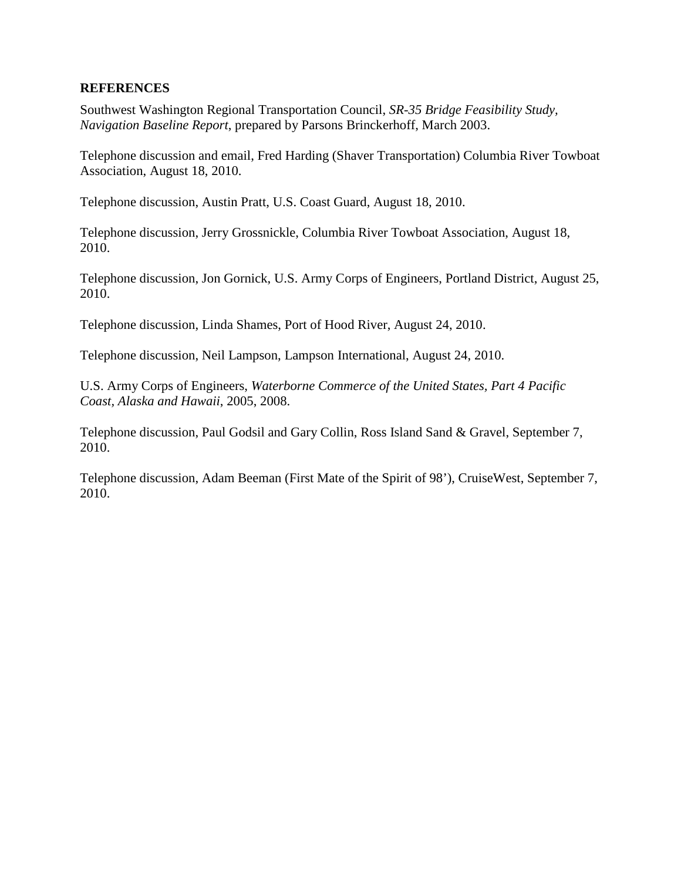**REFERENCES**

Southwest Washington Regional Transportation Council, *SR-35 Bridge Feasibility Study, Navigation Baseline Report*, prepared by Parsons Brinckerhoff, March 2003.

Telephone discussion and email, Fred Harding (Shaver Transportation) Columbia River Towboat Association, August 18, 2010.

Telephone discussion, Austin Pratt, U.S. Coast Guard, August 18, 2010.

Telephone discussion, Jerry Grossnickle, Columbia River Towboat Association, August 18, 2010.

Telephone discussion, Jon Gornick, U.S. Army Corps of Engineers, Portland District, August 25, 2010.

Telephone discussion, Linda Shames, Port of Hood River, August 24, 2010.

Telephone discussion, Neil Lampson, Lampson International, August 24, 2010.

U.S. Army Corps of Engineers, *Waterborne Commerce of the United States, Part 4 Pacific Coast, Alaska and Hawaii*, 2005, 2008.

Telephone discussion, Paul Godsil and Gary Collin, Ross Island Sand & Gravel, September 7, 2010.

Telephone discussion, Adam Beeman (First Mate of the Spirit of 98'), CruiseWest, September 7, 2010.